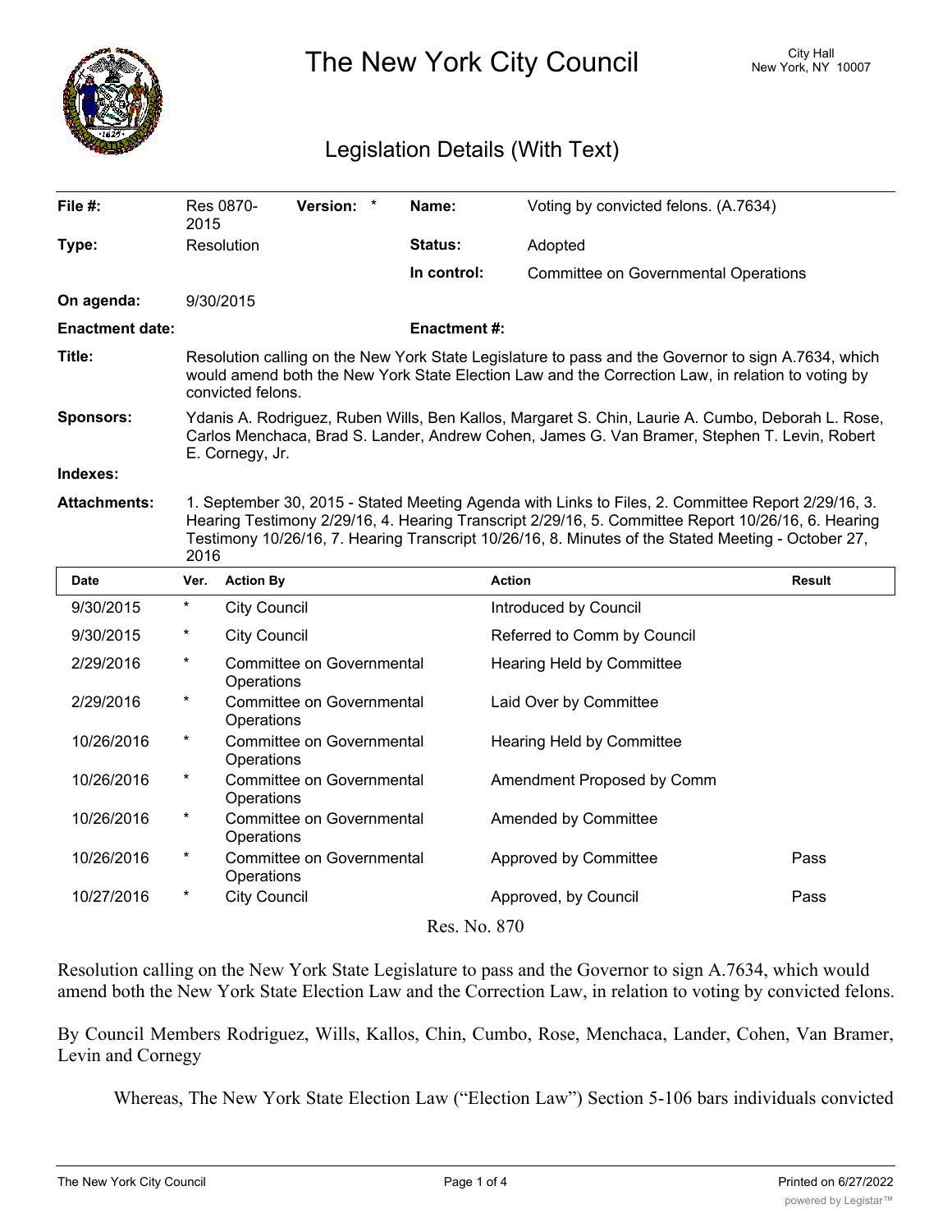# The New York City Council

City Hall
New York, NY 10007

## Legislation Details (With Text)

| | | | |
|---|---|---|---|
| **File #:** | Res 0870-2015 **Version:** * | **Name:** | Voting by convicted felons. (A.7634) |
| **Type:** | Resolution | **Status:** | Adopted |
| | | **In control:** | Committee on Governmental Operations |
| **On agenda:** | 9/30/2015 | | |
| **Enactment date:** | | **Enactment #:** | |

**Title:** Resolution calling on the New York State Legislature to pass and the Governor to sign A.7634, which would amend both the New York State Election Law and the Correction Law, in relation to voting by convicted felons.

**Sponsors:** Ydanis A. Rodriguez, Ruben Wills, Ben Kallos, Margaret S. Chin, Laurie A. Cumbo, Deborah L. Rose, Carlos Menchaca, Brad S. Lander, Andrew Cohen, James G. Van Bramer, Stephen T. Levin, Robert E. Cornegy, Jr.

**Indexes:**

**Attachments:** 1. September 30, 2015 - Stated Meeting Agenda with Links to Files, 2. Committee Report 2/29/16, 3. Hearing Testimony 2/29/16, 4. Hearing Transcript 2/29/16, 5. Committee Report 10/26/16, 6. Hearing Testimony 10/26/16, 7. Hearing Transcript 10/26/16, 8. Minutes of the Stated Meeting - October 27, 2016

| Date | Ver. | Action By | Action | Result |
|---|---|---|---|---|
| 9/30/2015 | * | City Council | Introduced by Council | |
| 9/30/2015 | * | City Council | Referred to Comm by Council | |
| 2/29/2016 | * | Committee on Governmental Operations | Hearing Held by Committee | |
| 2/29/2016 | * | Committee on Governmental Operations | Laid Over by Committee | |
| 10/26/2016 | * | Committee on Governmental Operations | Hearing Held by Committee | |
| 10/26/2016 | * | Committee on Governmental Operations | Amendment Proposed by Comm | |
| 10/26/2016 | * | Committee on Governmental Operations | Amended by Committee | |
| 10/26/2016 | * | Committee on Governmental Operations | Approved by Committee | Pass |
| 10/27/2016 | * | City Council | Approved, by Council | Pass |

Res. No. 870

Resolution calling on the New York State Legislature to pass and the Governor to sign A.7634, which would amend both the New York State Election Law and the Correction Law, in relation to voting by convicted felons.

By Council Members Rodriguez, Wills, Kallos, Chin, Cumbo, Rose, Menchaca, Lander, Cohen, Van Bramer, Levin and Cornegy

Whereas, The New York State Election Law ("Election Law") Section 5-106 bars individuals convicted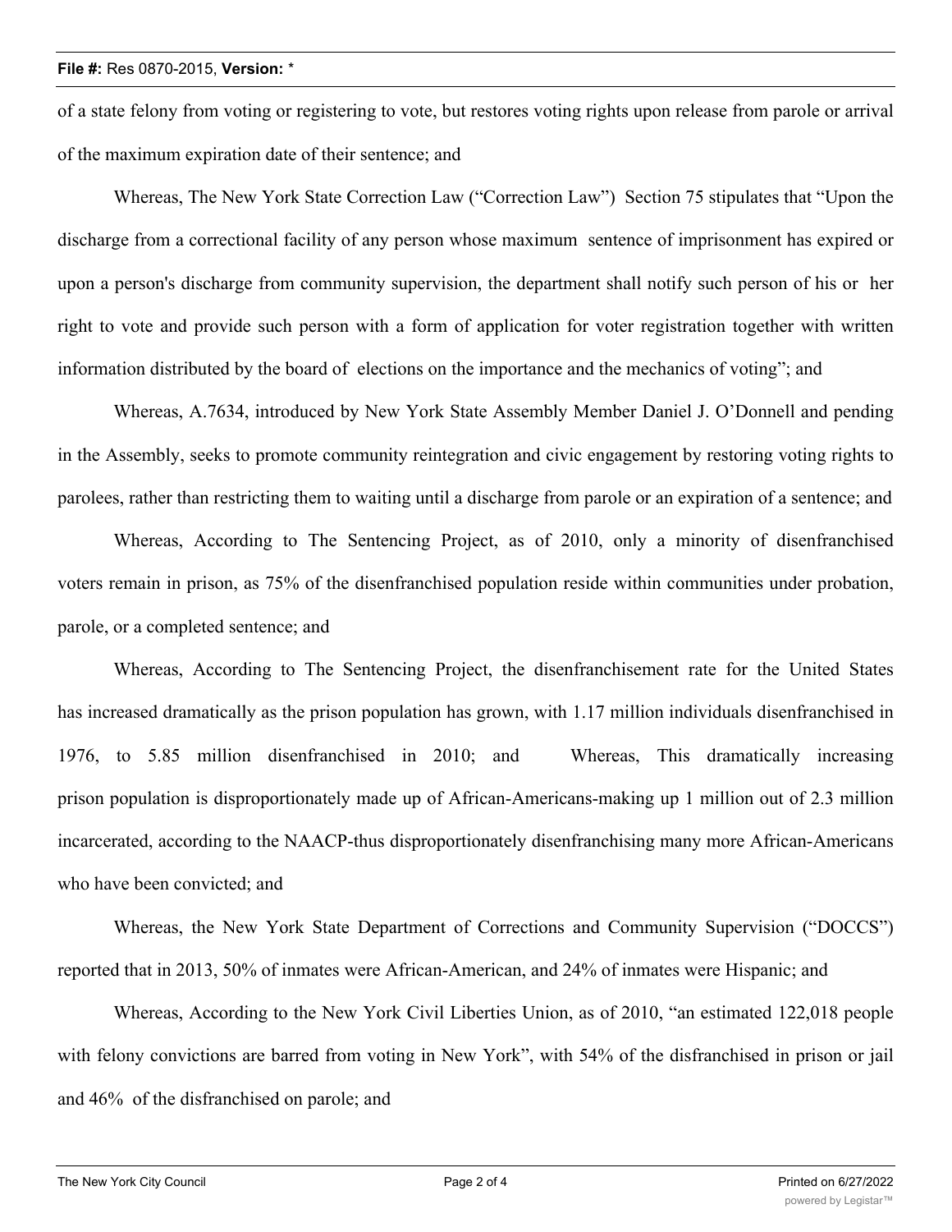of a state felony from voting or registering to vote, but restores voting rights upon release from parole or arrival of the maximum expiration date of their sentence; and

Whereas, The New York State Correction Law ("Correction Law") Section 75 stipulates that "Upon the discharge from a correctional facility of any person whose maximum sentence of imprisonment has expired or upon a person's discharge from community supervision, the department shall notify such person of his or her right to vote and provide such person with a form of application for voter registration together with written information distributed by the board of elections on the importance and the mechanics of voting"; and

Whereas, A.7634, introduced by New York State Assembly Member Daniel J. O'Donnell and pending in the Assembly, seeks to promote community reintegration and civic engagement by restoring voting rights to parolees, rather than restricting them to waiting until a discharge from parole or an expiration of a sentence; and

Whereas, According to The Sentencing Project, as of 2010, only a minority of disenfranchised voters remain in prison, as 75% of the disenfranchised population reside within communities under probation, parole, or a completed sentence; and

Whereas, According to The Sentencing Project, the disenfranchisement rate for the United States has increased dramatically as the prison population has grown, with 1.17 million individuals disenfranchised in 1976, to 5.85 million disenfranchised in 2010; and Whereas, This dramatically increasing prison population is disproportionately made up of African-Americans-making up 1 million out of 2.3 million incarcerated, according to the NAACP-thus disproportionately disenfranchising many more African-Americans who have been convicted; and

Whereas, the New York State Department of Corrections and Community Supervision ("DOCCS") reported that in 2013, 50% of inmates were African-American, and 24% of inmates were Hispanic; and

Whereas, According to the New York Civil Liberties Union, as of 2010, "an estimated 122,018 people with felony convictions are barred from voting in New York", with 54% of the disfranchised in prison or jail and 46% of the disfranchised on parole; and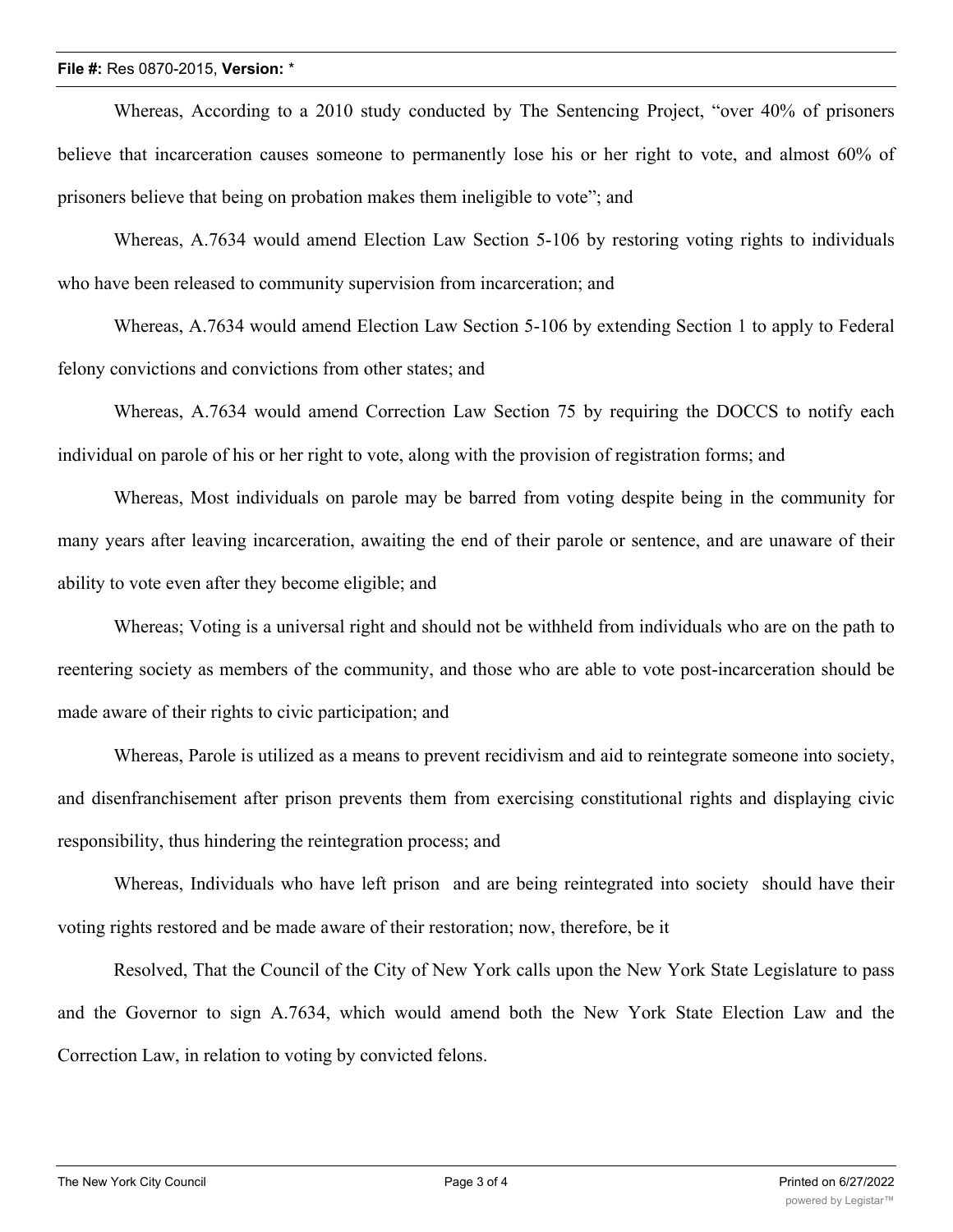Whereas, According to a 2010 study conducted by The Sentencing Project, "over 40% of prisoners believe that incarceration causes someone to permanently lose his or her right to vote, and almost 60% of prisoners believe that being on probation makes them ineligible to vote"; and

Whereas, A.7634 would amend Election Law Section 5-106 by restoring voting rights to individuals who have been released to community supervision from incarceration; and

Whereas, A.7634 would amend Election Law Section 5-106 by extending Section 1 to apply to Federal felony convictions and convictions from other states; and

Whereas, A.7634 would amend Correction Law Section 75 by requiring the DOCCS to notify each individual on parole of his or her right to vote, along with the provision of registration forms; and

Whereas, Most individuals on parole may be barred from voting despite being in the community for many years after leaving incarceration, awaiting the end of their parole or sentence, and are unaware of their ability to vote even after they become eligible; and

Whereas; Voting is a universal right and should not be withheld from individuals who are on the path to reentering society as members of the community, and those who are able to vote post-incarceration should be made aware of their rights to civic participation; and

Whereas, Parole is utilized as a means to prevent recidivism and aid to reintegrate someone into society, and disenfranchisement after prison prevents them from exercising constitutional rights and displaying civic responsibility, thus hindering the reintegration process; and

Whereas, Individuals who have left prison and are being reintegrated into society should have their voting rights restored and be made aware of their restoration; now, therefore, be it

Resolved, That the Council of the City of New York calls upon the New York State Legislature to pass and the Governor to sign A.7634, which would amend both the New York State Election Law and the Correction Law, in relation to voting by convicted felons.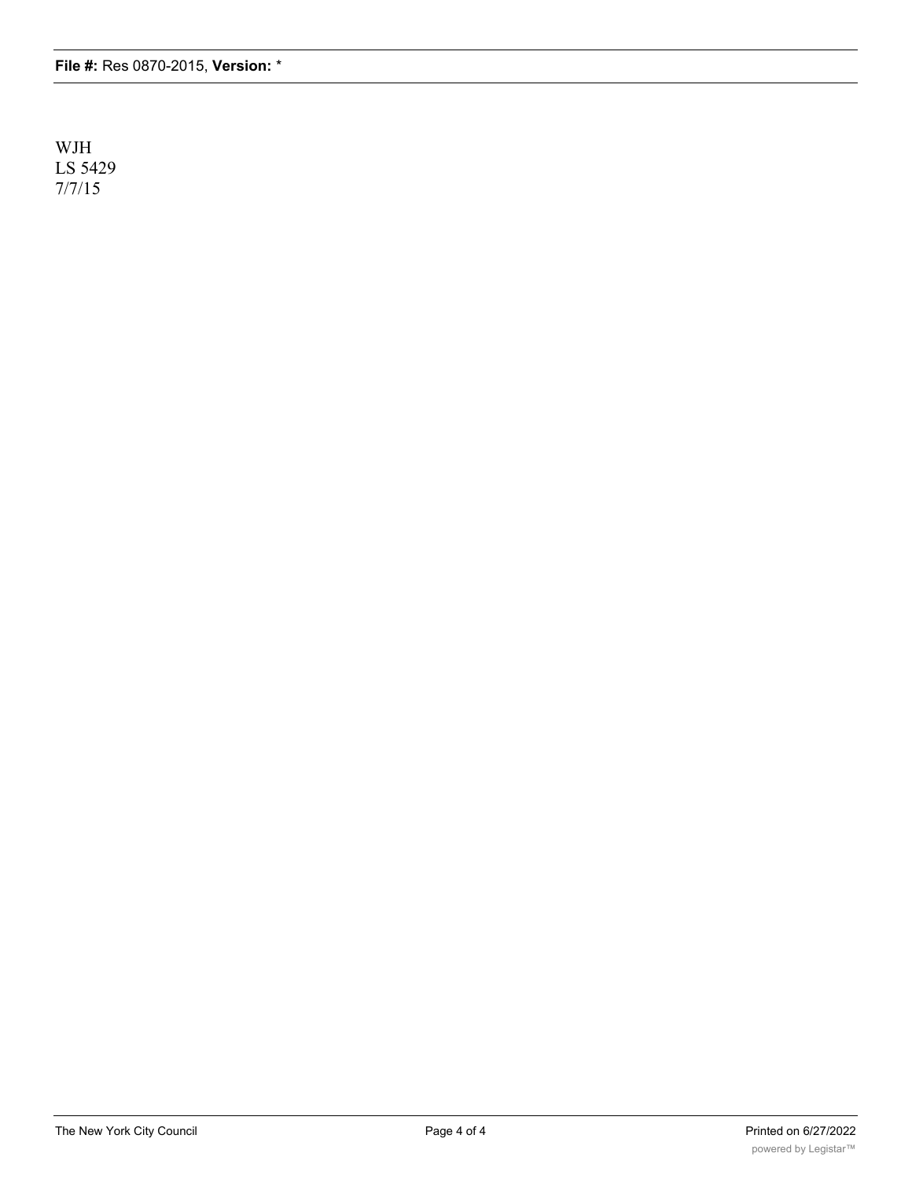WJH
LS 5429
7/7/15